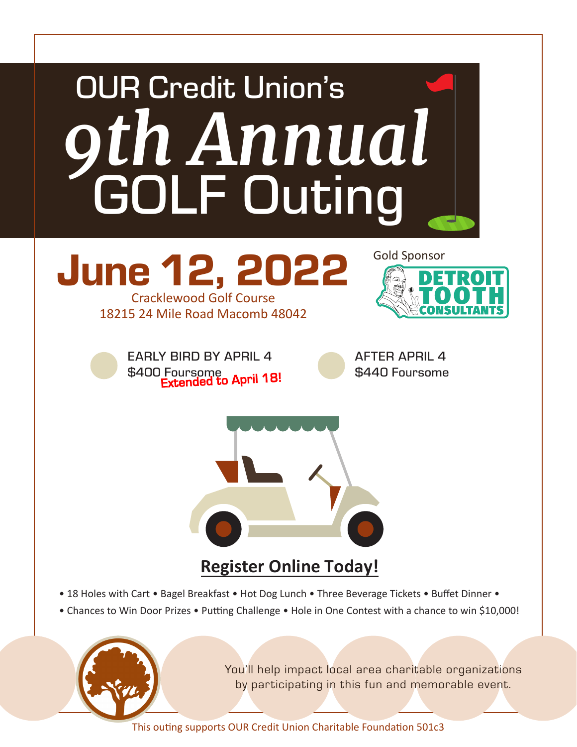# OUR Credit Union's *9th Annual* GOLF Outing

## June 12, 2022

Cracklewood Golf Course
18215 24 Mile Road Macomb 48042

Gold Sponsor
DETROIT TOOTH CONSULTANTS

EARLY BIR﻿D BY APRIL 4
$400 Foursome
**Extended to April 18!**

AFTER APRIL 4
$440 Foursome

**Register Online Today!**

• 18 Holes with Cart • Bagel Breakfast • Hot Dog Lunch • Three Beverage Tickets • Buffet Dinner •
• Chances to Win Door Prizes • Putting Challenge • Hole in One Contest with a chance to win $10,000!

You'll help impact local area charitable organizations by participating in this fun and memorable event.

This outing supports OUR Credit Union Charitable Foundation 501c3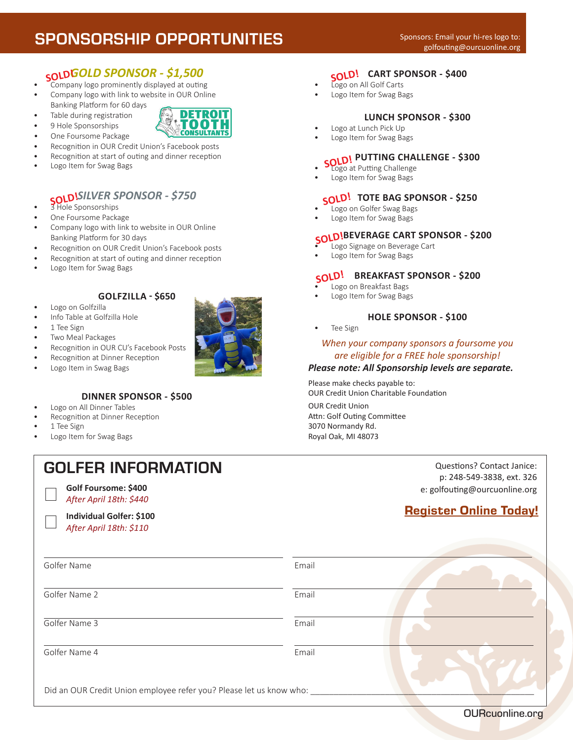# SPONSORSHIP OPPORTUNITIES

Sponsors: Email your hi-res logo to: golfouting@ourcuonline.org

### SOLD! *GOLD SPONSOR - $1,500*

- Company logo prominently displayed at outing
- Company logo with link to website in OUR Online Banking Platform for 60 days
- Table during registration
- 9 Hole Sponsorships
- One Foursome Package
- Recognition in OUR Credit Union's Facebook posts
- Recognition at start of outing and dinner reception
- Logo Item for Swag Bags

DETROIT TOOTH CONSULTANTS

### SOLD! *SILVER SPONSOR - $750*

- 3 Hole Sponsorships
- One Foursome Package
- Company logo with link to website in OUR Online Banking Platform for 30 days
- Recognition on OUR Credit Union's Facebook posts
- Recognition at start of outing and dinner reception
- Logo Item for Swag Bags

### GOLFZILLA - $650

- Logo on Golfzilla
- Info Table at Golfzilla Hole
- 1 Tee Sign
- Two Meal Packages
- Recognition in OUR CU's Facebook Posts
- Recognition at Dinner Reception
- Logo Item in Swag Bags

### DINNER SPONSOR - $500

- Logo on All Dinner Tables
- Recognition at Dinner Reception
- 1 Tee Sign
- Logo Item for Swag Bags

### SOLD! CART SPONSOR - $400

- Logo on All Golf Carts
- Logo Item for Swag Bags

### LUNCH SPONSOR - $300

- Logo at Lunch Pick Up
- Logo Item for Swag Bags

### SOLD! PUTTING CHALLENGE - $300

- Logo at Putting Challenge
- Logo Item for Swag Bags

### SOLD! TOTE BAG SPONSOR - $250

- Logo on Golfer Swag Bags
- Logo Item for Swag Bags

### SOLD! BEVERAGE CART SPONSOR - $200

- Logo Signage on Beverage Cart
- Logo Item for Swag Bags

### SOLD! BREAKFAST SPONSOR - $200

- Logo on Breakfast Bags
- Logo Item for Swag Bags

### HOLE SPONSOR - $100

- Tee Sign

*When your company sponsors a foursome you are eligible for a FREE hole sponsorship!*

***Please note: All Sponsorship levels are separate.***

Please make checks payable to:
OUR Credit Union Charitable Foundation

OUR Credit Union
Attn: Golf Outing Committee
3070 Normandy Rd.
Royal Oak, MI 48073

## GOLFER INFORMATION

☐ **Golf Foursome: $400**
*After April 18th: $440*

☐ **Individual Golfer: $100**
*After April 18th: $110*

Questions? Contact Janice:
p: 248-549-3838, ext. 326
e: golfouting@ourcuonline.org

**Register Online Today!**

| | |
|---|---|
| Golfer Name | Email |
| Golfer Name 2 | Email |
| Golfer Name 3 | Email |
| Golfer Name 4 | Email |

Did an OUR Credit Union employee refer you? Please let us know who: ______________________

OURcuonline.org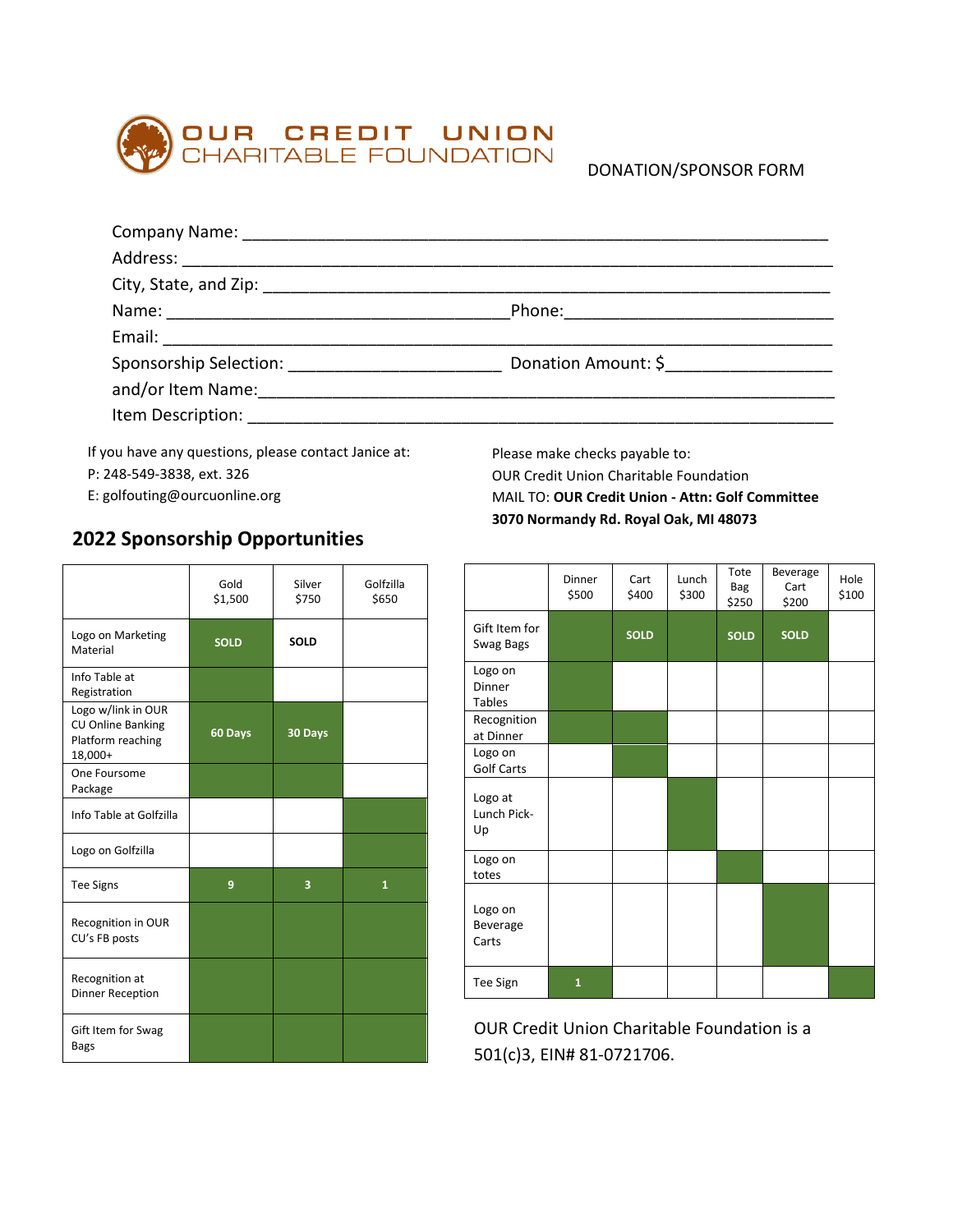# OUR CREDIT UNION CHARITABLE FOUNDATION

DONATION/SPONSOR FORM

Company Name: ____________________________________________________________

Address: ________________________________________________________________

City, State, and Zip: _____________________________________________________

Name: ____________________________________ Phone: ___________________________

Email: __________________________________________________________________

Sponsorship Selection: ______________________ Donation Amount: $________________

and/or Item Name: _______________________________________________________

Item Description: ________________________________________________________

If you have any questions, please contact Janice at:
P: 248-549-3838, ext. 326
E: golfouting@ourcuonline.org

Please make checks payable to:
OUR Credit Union Charitable Foundation
MAIL TO: **OUR Credit Union - Attn: Golf Committee**
**3070 Normandy Rd. Royal Oak, MI 48073**

## 2022 Sponsorship Opportunities

| | Gold $1,500 | Silver $750 | Golfzilla $650 |
|---|---|---|---|
| Logo on Marketing Material | SOLD | SOLD | |
| Info Table at Registration | | | |
| Logo w/link in OUR CU Online Banking Platform reaching 18,000+ | 60 Days | 30 Days | |
| One Foursome Package | | | |
| Info Table at Golfzilla | | | |
| Logo on Golfzilla | | | |
| Tee Signs | 9 | 3 | 1 |
| Recognition in OUR CU's FB posts | | | |
| Recognition at Dinner Reception | | | |
| Gift Item for Swag Bags | | | |

| | Dinner $500 | Cart $400 | Lunch $300 | Tote Bag $250 | Beverage Cart $200 | Hole $100 |
|---|---|---|---|---|---|---|
| Gift Item for Swag Bags | | SOLD | | SOLD | SOLD | |
| Logo on Dinner Tables | | | | | | |
| Recognition at Dinner | | | | | | |
| Logo on Golf Carts | | | | | | |
| Logo at Lunch Pick-Up | | | | | | |
| Logo on totes | | | | | | |
| Logo on Beverage Carts | | | | | | |
| Tee Sign | 1 | | | | | |

OUR Credit Union Charitable Foundation is a 501(c)3, EIN# 81-0721706.